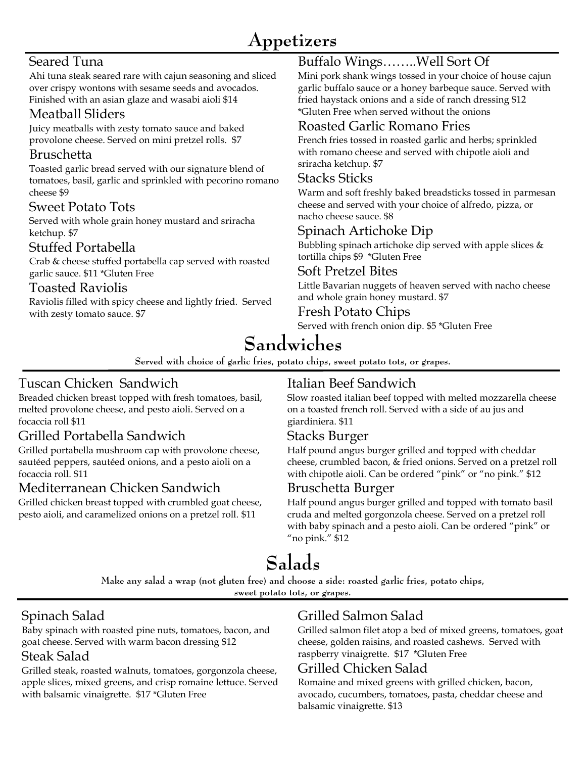# Appetizers

### Seared Tuna
Ahi tuna steak seared rare with cajun seasoning and sliced over crispy wontons with sesame seeds and avocados. Finished with an asian glaze and wasabi aioli $14

### Meatball Sliders
Juicy meatballs with zesty tomato sauce and baked provolone cheese. Served on mini pretzel rolls. $7

### Bruschetta
Toasted garlic bread served with our signature blend of tomatoes, basil, garlic and sprinkled with pecorino romano cheese $9

### Sweet Potato Tots
Served with whole grain honey mustard and sriracha ketchup. $7

### Stuffed Portabella
Crab & cheese stuffed portabella cap served with roasted garlic sauce. $11 *Gluten Free

### Toasted Raviolis
Raviolis filled with spicy cheese and lightly fried. Served with zesty tomato sauce. $7

### Buffalo Wings……..Well Sort Of
Mini pork shank wings tossed in your choice of house cajun garlic buffalo sauce or a honey barbeque sauce. Served with fried haystack onions and a side of ranch dressing $12
*Gluten Free when served without the onions

### Roasted Garlic Romano Fries
French fries tossed in roasted garlic and herbs; sprinkled with romano cheese and served with chipotle aioli and sriracha ketchup. $7

### Stacks Sticks
Warm and soft freshly baked breadsticks tossed in parmesan cheese and served with your choice of alfredo, pizza, or nacho cheese sauce. $8

### Spinach Artichoke Dip
Bubbling spinach artichoke dip served with apple slices & tortilla chips $9 *Gluten Free

### Soft Pretzel Bites
Little Bavarian nuggets of heaven served with nacho cheese and whole grain honey mustard. $7

### Fresh Potato Chips
Served with french onion dip. $5 *Gluten Free

# Sandwiches

**Served with choice of garlic fries, potato chips, sweet potato tots, or grapes.**

### Tuscan Chicken Sandwich
Breaded chicken breast topped with fresh tomatoes, basil, melted provolone cheese, and pesto aioli. Served on a focaccia roll $11

### Grilled Portabella Sandwich
Grilled portabella mushroom cap with provolone cheese, sautéed peppers, sautéed onions, and a pesto aioli on a focaccia roll. $11

### Mediterranean Chicken Sandwich
Grilled chicken breast topped with crumbled goat cheese, pesto aioli, and caramelized onions on a pretzel roll. $11

### Italian Beef Sandwich
Slow roasted italian beef topped with melted mozzarella cheese on a toasted french roll. Served with a side of au jus and giardiniera. $11

### Stacks Burger
Half pound angus burger grilled and topped with cheddar cheese, crumbled bacon, & fried onions. Served on a pretzel roll with chipotle aioli. Can be ordered "pink" or "no pink." $12

### Bruschetta Burger
Half pound angus burger grilled and topped with tomato basil cruda and melted gorgonzola cheese. Served on a pretzel roll with baby spinach and a pesto aioli. Can be ordered "pink" or "no pink." $12

# Salads

**Make any salad a wrap (not gluten free) and choose a side: roasted garlic fries, potato chips, sweet potato tots, or grapes.**

### Spinach Salad
Baby spinach with roasted pine nuts, tomatoes, bacon, and goat cheese. Served with warm bacon dressing $12

### Steak Salad
Grilled steak, roasted walnuts, tomatoes, gorgonzola cheese, apple slices, mixed greens, and crisp romaine lettuce. Served with balsamic vinaigrette. $17 *Gluten Free

### Grilled Salmon Salad
Grilled salmon filet atop a bed of mixed greens, tomatoes, goat cheese, golden raisins, and roasted cashews. Served with raspberry vinaigrette. $17 *Gluten Free

### Grilled Chicken Salad
Romaine and mixed greens with grilled chicken, bacon, avocado, cucumbers, tomatoes, pasta, cheddar cheese and balsamic vinaigrette. $13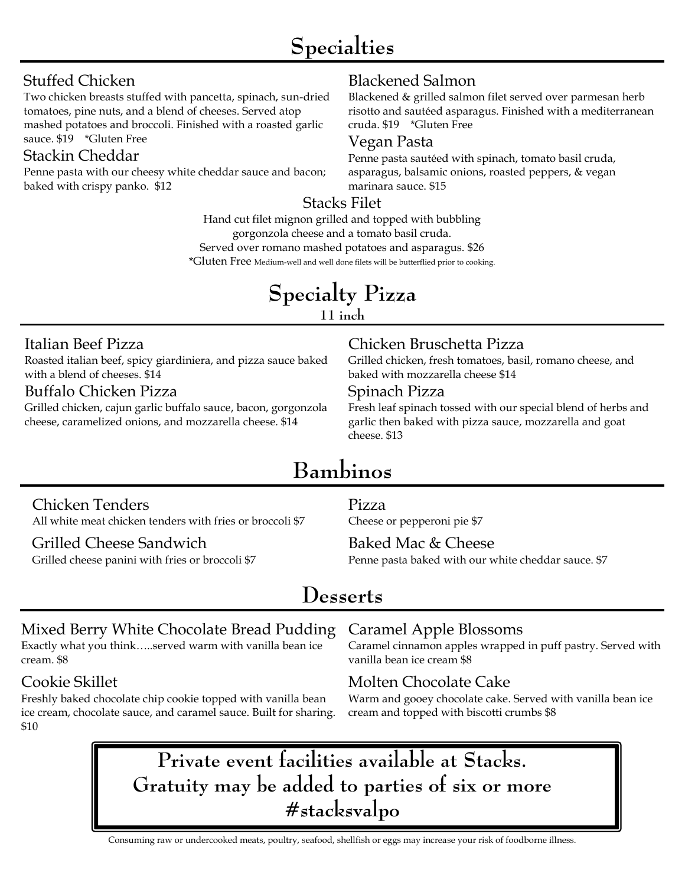# Specialties

### Stuffed Chicken

Two chicken breasts stuffed with pancetta, spinach, sun-dried tomatoes, pine nuts, and a blend of cheeses. Served atop mashed potatoes and broccoli. Finished with a roasted garlic sauce. $19 *Gluten Free

### Stackin Cheddar

Penne pasta with our cheesy white cheddar sauce and bacon; baked with crispy panko. $12

### Blackened Salmon

Blackened & grilled salmon filet served over parmesan herb risotto and sautéed asparagus. Finished with a mediterranean cruda. $19 *Gluten Free

### Vegan Pasta

Penne pasta sautéed with spinach, tomato basil cruda, asparagus, balsamic onions, roasted peppers, & vegan marinara sauce. $15

### Stacks Filet

Hand cut filet mignon grilled and topped with bubbling gorgonzola cheese and a tomato basil cruda.
Served over romano mashed potatoes and asparagus. $26
*Gluten Free Medium-well and well done filets will be butterflied prior to cooking.

# Specialty Pizza

**11 inch**

### Italian Beef Pizza

Roasted italian beef, spicy giardiniera, and pizza sauce baked with a blend of cheeses. $14

### Buffalo Chicken Pizza

Grilled chicken, cajun garlic buffalo sauce, bacon, gorgonzola cheese, caramelized onions, and mozzarella cheese. $14

### Chicken Bruschetta Pizza

Grilled chicken, fresh tomatoes, basil, romano cheese, and baked with mozzarella cheese $14

### Spinach Pizza

Fresh leaf spinach tossed with our special blend of herbs and garlic then baked with pizza sauce, mozzarella and goat cheese. $13

# Bambinos

### Chicken Tenders

All white meat chicken tenders with fries or broccoli $7

### Grilled Cheese Sandwich

Grilled cheese panini with fries or broccoli $7

### Pizza

Cheese or pepperoni pie $7

### Baked Mac & Cheese

Penne pasta baked with our white cheddar sauce. $7

# Desserts

### Mixed Berry White Chocolate Bread Pudding

Exactly what you think…..served warm with vanilla bean ice cream. $8

### Cookie Skillet

Freshly baked chocolate chip cookie topped with vanilla bean ice cream, chocolate sauce, and caramel sauce. Built for sharing. $10

### Caramel Apple Blossoms

Caramel cinnamon apples wrapped in puff pastry. Served with vanilla bean ice cream $8

### Molten Chocolate Cake

Warm and gooey chocolate cake. Served with vanilla bean ice cream and topped with biscotti crumbs $8

**Private event facilities available at Stacks.**
**Gratuity may be added to parties of six or more**
**#stacksvalpo**

Consuming raw or undercooked meats, poultry, seafood, shellfish or eggs may increase your risk of foodborne illness.